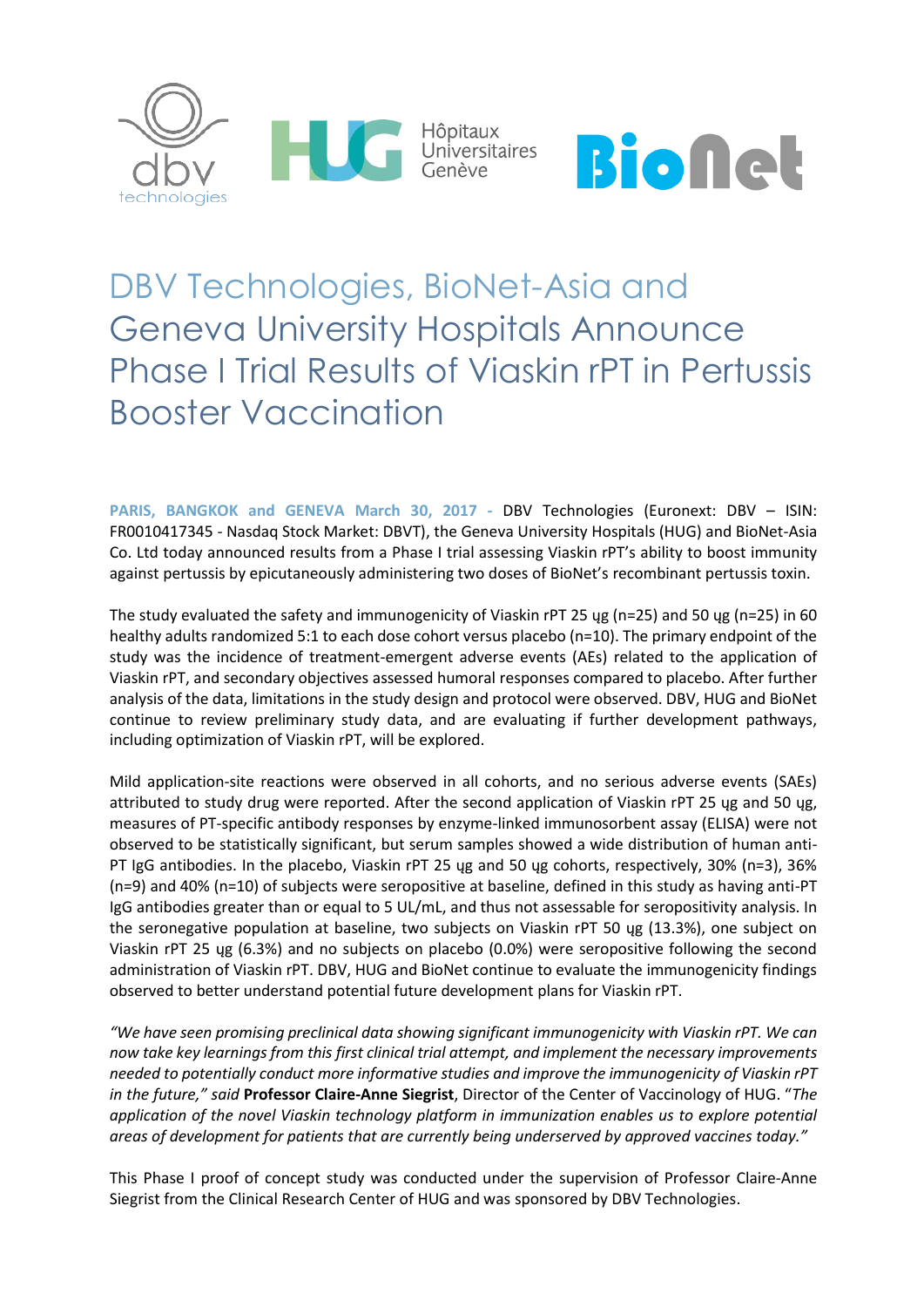# DBV Technologies, BioNet-Asia and Geneva University Hospitals Announce Phase I Trial Results of Viaskin rPT in Pertussis Booster Vaccination

**PARIS, BANGKOK and GENEVA March 30, 2017 -** DBV Technologies (Euronext: DBV – ISIN: FR0010417345 - Nasdaq Stock Market: DBVT), the Geneva University Hospitals (HUG) and BioNet-Asia Co. Ltd today announced results from a Phase I trial assessing Viaskin rPT's ability to boost immunity against pertussis by epicutaneously administering two doses of BioNet's recombinant pertussis toxin.

The study evaluated the safety and immunogenicity of Viaskin rPT 25 ųg (n=25) and 50 ųg (n=25) in 60 healthy adults randomized 5:1 to each dose cohort versus placebo (n=10). The primary endpoint of the study was the incidence of treatment-emergent adverse events (AEs) related to the application of Viaskin rPT, and secondary objectives assessed humoral responses compared to placebo. After further analysis of the data, limitations in the study design and protocol were observed. DBV, HUG and BioNet continue to review preliminary study data, and are evaluating if further development pathways, including optimization of Viaskin rPT, will be explored.

Mild application-site reactions were observed in all cohorts, and no serious adverse events (SAEs) attributed to study drug were reported. After the second application of Viaskin rPT 25 ųg and 50 ųg, measures of PT-specific antibody responses by enzyme-linked immunosorbent assay (ELISA) were not observed to be statistically significant, but serum samples showed a wide distribution of human anti-PT IgG antibodies. In the placebo, Viaskin rPT 25 ųg and 50 ųg cohorts, respectively, 30% (n=3), 36% (n=9) and 40% (n=10) of subjects were seropositive at baseline, defined in this study as having anti-PT IgG antibodies greater than or equal to 5 UL/mL, and thus not assessable for seropositivity analysis. In the seronegative population at baseline, two subjects on Viaskin rPT 50 ųg (13.3%), one subject on Viaskin rPT 25 ųg (6.3%) and no subjects on placebo (0.0%) were seropositive following the second administration of Viaskin rPT. DBV, HUG and BioNet continue to evaluate the immunogenicity findings observed to better understand potential future development plans for Viaskin rPT.

*"We have seen promising preclinical data showing significant immunogenicity with Viaskin rPT. We can now take key learnings from this first clinical trial attempt, and implement the necessary improvements needed to potentially conduct more informative studies and improve the immunogenicity of Viaskin rPT in the future," said* **Professor Claire-Anne Siegrist**, Director of the Center of Vaccinology of HUG. "*The application of the novel Viaskin technology platform in immunization enables us to explore potential areas of development for patients that are currently being underserved by approved vaccines today."*

This Phase I proof of concept study was conducted under the supervision of Professor Claire-Anne Siegrist from the Clinical Research Center of HUG and was sponsored by DBV Technologies.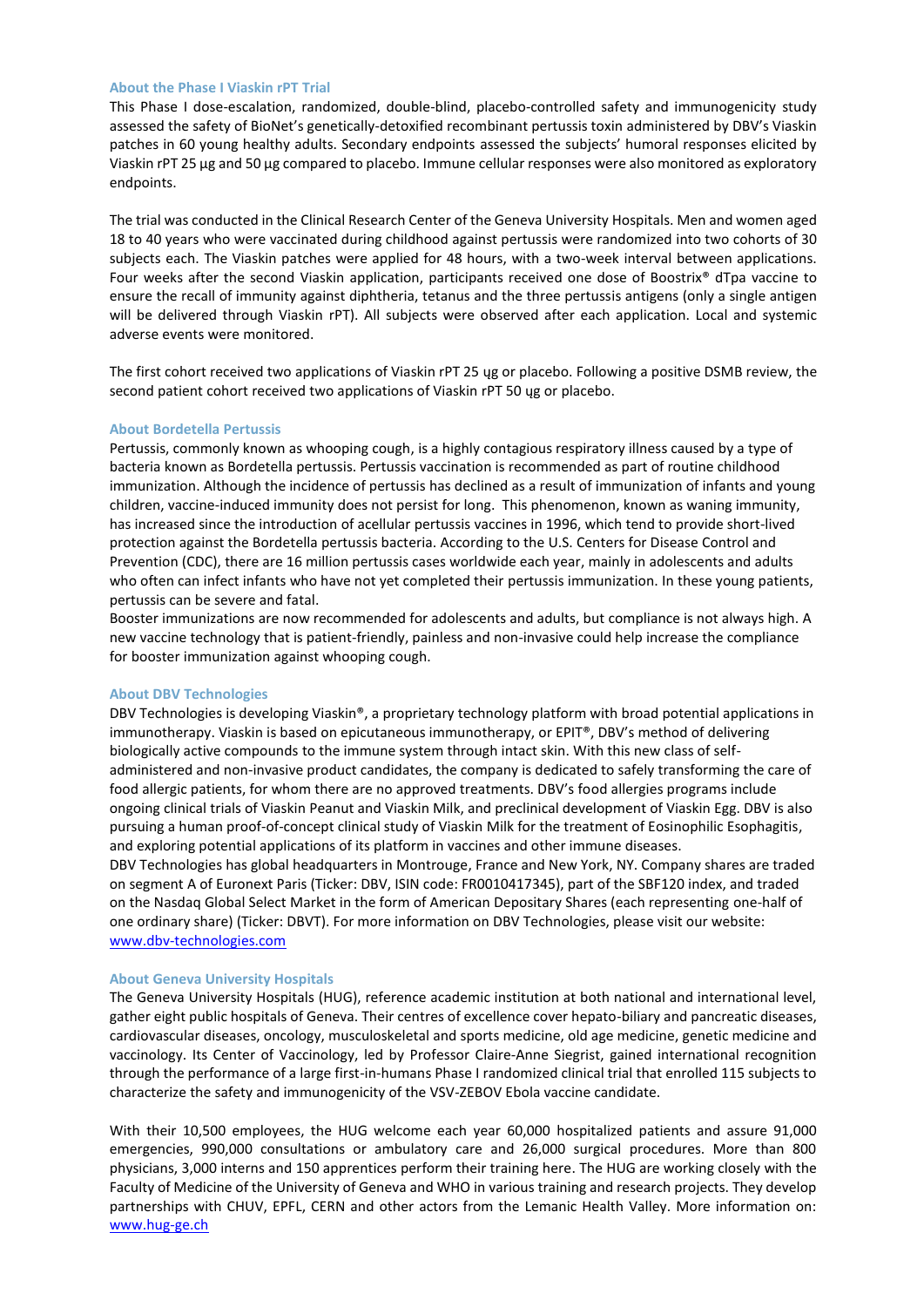### About the Phase I Viaskin rPT Trial

This Phase I dose-escalation, randomized, double-blind, placebo-controlled safety and immunogenicity study assessed the safety of BioNet's genetically-detoxified recombinant pertussis toxin administered by DBV's Viaskin patches in 60 young healthy adults. Secondary endpoints assessed the subjects' humoral responses elicited by Viaskin rPT 25 µg and 50 µg compared to placebo. Immune cellular responses were also monitored as exploratory endpoints.

The trial was conducted in the Clinical Research Center of the Geneva University Hospitals. Men and women aged 18 to 40 years who were vaccinated during childhood against pertussis were randomized into two cohorts of 30 subjects each. The Viaskin patches were applied for 48 hours, with a two-week interval between applications. Four weeks after the second Viaskin application, participants received one dose of Boostrix® dTpa vaccine to ensure the recall of immunity against diphtheria, tetanus and the three pertussis antigens (only a single antigen will be delivered through Viaskin rPT). All subjects were observed after each application. Local and systemic adverse events were monitored.

The first cohort received two applications of Viaskin rPT 25 ɥg or placebo. Following a positive DSMB review, the second patient cohort received two applications of Viaskin rPT 50 ɥg or placebo.

### About Bordetella Pertussis

Pertussis, commonly known as whooping cough, is a highly contagious respiratory illness caused by a type of bacteria known as Bordetella pertussis. Pertussis vaccination is recommended as part of routine childhood immunization. Although the incidence of pertussis has declined as a result of immunization of infants and young children, vaccine-induced immunity does not persist for long. This phenomenon, known as waning immunity, has increased since the introduction of acellular pertussis vaccines in 1996, which tend to provide short-lived protection against the Bordetella pertussis bacteria. According to the U.S. Centers for Disease Control and Prevention (CDC), there are 16 million pertussis cases worldwide each year, mainly in adolescents and adults who often can infect infants who have not yet completed their pertussis immunization. In these young patients, pertussis can be severe and fatal.

Booster immunizations are now recommended for adolescents and adults, but compliance is not always high. A new vaccine technology that is patient-friendly, painless and non-invasive could help increase the compliance for booster immunization against whooping cough.

### About DBV Technologies

DBV Technologies is developing Viaskin®, a proprietary technology platform with broad potential applications in immunotherapy. Viaskin is based on epicutaneous immunotherapy, or EPIT®, DBV's method of delivering biologically active compounds to the immune system through intact skin. With this new class of self-administered and non-invasive product candidates, the company is dedicated to safely transforming the care of food allergic patients, for whom there are no approved treatments. DBV's food allergies programs include ongoing clinical trials of Viaskin Peanut and Viaskin Milk, and preclinical development of Viaskin Egg. DBV is also pursuing a human proof-of-concept clinical study of Viaskin Milk for the treatment of Eosinophilic Esophagitis, and exploring potential applications of its platform in vaccines and other immune diseases.

DBV Technologies has global headquarters in Montrouge, France and New York, NY. Company shares are traded on segment A of Euronext Paris (Ticker: DBV, ISIN code: FR0010417345), part of the SBF120 index, and traded on the Nasdaq Global Select Market in the form of American Depositary Shares (each representing one-half of one ordinary share) (Ticker: DBVT). For more information on DBV Technologies, please visit our website: www.dbv-technologies.com

### About Geneva University Hospitals

The Geneva University Hospitals (HUG), reference academic institution at both national and international level, gather eight public hospitals of Geneva. Their centres of excellence cover hepato-biliary and pancreatic diseases, cardiovascular diseases, oncology, musculoskeletal and sports medicine, old age medicine, genetic medicine and vaccinology. Its Center of Vaccinology, led by Professor Claire-Anne Siegrist, gained international recognition through the performance of a large first-in-humans Phase I randomized clinical trial that enrolled 115 subjects to characterize the safety and immunogenicity of the VSV-ZEBOV Ebola vaccine candidate.

With their 10,500 employees, the HUG welcome each year 60,000 hospitalized patients and assure 91,000 emergencies, 990,000 consultations or ambulatory care and 26,000 surgical procedures. More than 800 physicians, 3,000 interns and 150 apprentices perform their training here. The HUG are working closely with the Faculty of Medicine of the University of Geneva and WHO in various training and research projects. They develop partnerships with CHUV, EPFL, CERN and other actors from the Lemanic Health Valley. More information on: www.hug-ge.ch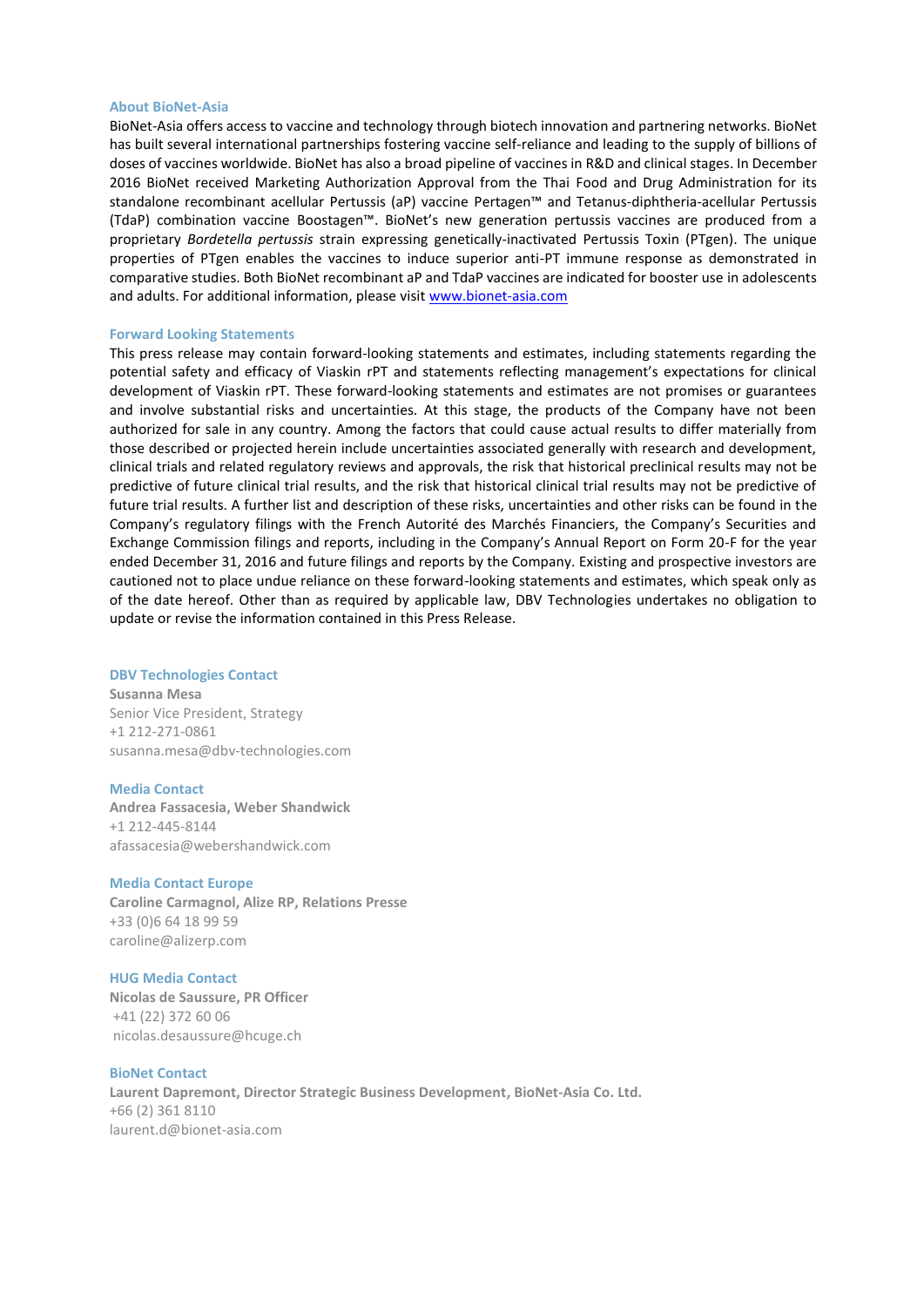## About BioNet-Asia

BioNet-Asia offers access to vaccine and technology through biotech innovation and partnering networks. BioNet has built several international partnerships fostering vaccine self-reliance and leading to the supply of billions of doses of vaccines worldwide. BioNet has also a broad pipeline of vaccines in R&D and clinical stages. In December 2016 BioNet received Marketing Authorization Approval from the Thai Food and Drug Administration for its standalone recombinant acellular Pertussis (aP) vaccine Pertagen™ and Tetanus-diphtheria-acellular Pertussis (TdaP) combination vaccine Boostagen™. BioNet's new generation pertussis vaccines are produced from a proprietary *Bordetella pertussis* strain expressing genetically-inactivated Pertussis Toxin (PTgen). The unique properties of PTgen enables the vaccines to induce superior anti-PT immune response as demonstrated in comparative studies. Both BioNet recombinant aP and TdaP vaccines are indicated for booster use in adolescents and adults. For additional information, please visit [www.bionet-asia.com](http://www.bionet-asia.com)

## Forward Looking Statements

This press release may contain forward-looking statements and estimates, including statements regarding the potential safety and efficacy of Viaskin rPT and statements reflecting management's expectations for clinical development of Viaskin rPT. These forward-looking statements and estimates are not promises or guarantees and involve substantial risks and uncertainties. At this stage, the products of the Company have not been authorized for sale in any country. Among the factors that could cause actual results to differ materially from those described or projected herein include uncertainties associated generally with research and development, clinical trials and related regulatory reviews and approvals, the risk that historical preclinical results may not be predictive of future clinical trial results, and the risk that historical clinical trial results may not be predictive of future trial results. A further list and description of these risks, uncertainties and other risks can be found in the Company's regulatory filings with the French Autorité des Marchés Financiers, the Company's Securities and Exchange Commission filings and reports, including in the Company's Annual Report on Form 20-F for the year ended December 31, 2016 and future filings and reports by the Company. Existing and prospective investors are cautioned not to place undue reliance on these forward-looking statements and estimates, which speak only as of the date hereof. Other than as required by applicable law, DBV Technologies undertakes no obligation to update or revise the information contained in this Press Release.

## DBV Technologies Contact

**Susanna Mesa**
Senior Vice President, Strategy
+1 212-271-0861
susanna.mesa@dbv-technologies.com

## Media Contact

**Andrea Fassacesia, Weber Shandwick**
+1 212-445-8144
afassacesia@webershandwick.com

## Media Contact Europe

**Caroline Carmagnol, Alize RP, Relations Presse**
+33 (0)6 64 18 99 59
caroline@alizerp.com

## HUG Media Contact

**Nicolas de Saussure, PR Officer**
+41 (22) 372 60 06
nicolas.desaussure@hcuge.ch

## BioNet Contact

**Laurent Dapremont, Director Strategic Business Development, BioNet-Asia Co. Ltd.**
+66 (2) 361 8110
laurent.d@bionet-asia.com